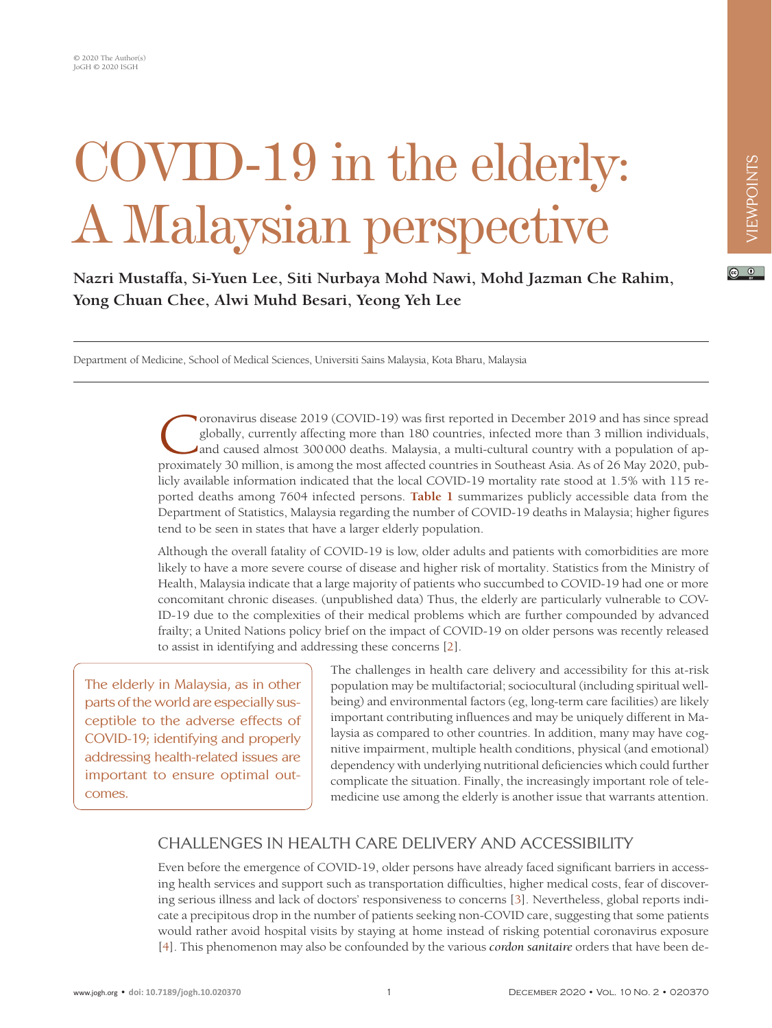# COVID-19 in the elderly: A Malaysian perspective

**Nazri Mustaffa, Si-Yuen Lee, Siti Nurbaya Mohd Nawi, Mohd Jazman Che Rahim, Yong Chuan Chee, Alwi Muhd Besari, Yeong Yeh Lee**

Department of Medicine, School of Medical Sciences, Universiti Sains Malaysia, Kota Bharu, Malaysia

Coronavirus disease 2019 (COVID-19) was first reported in December 2019 and has since spread globally, currently affecting more than 180 countries, infected more than 3 million individuals, and caused almost 300 000 deaths. Malaysia, a multi-cultural country with a population of approximately 30 million, is among the most affected countries in Southeast Asia. As of 26 May 2020, publicly available information indicated that the local COVID-19 mortality rate stood at 1.5% with 115 reported deaths among 7604 infected persons. **Table 1** summarizes publicly accessible data from the Department of Statistics, Malaysia regarding the number of COVID-19 deaths in Malaysia; higher figures tend to be seen in states that have a larger elderly population.

Although the overall fatality of COVID-19 is low, older adults and patients with comorbidities are more likely to have a more severe course of disease and higher risk of mortality. Statistics from the Ministry of Health, Malaysia indicate that a large majority of patients who succumbed to COVID-19 had one or more concomitant chronic diseases. (unpublished data) Thus, the elderly are particularly vulnerable to COVID-19 due to the complexities of their medical problems which are further compounded by advanced frailty; a United Nations policy brief on the impact of COVID-19 on older persons was recently released to assist in identifying and addressing these concerns [2].

> The elderly in Malaysia, as in other parts of the world are especially susceptible to the adverse effects of COVID-19; identifying and properly addressing health-related issues are important to ensure optimal outcomes.

The challenges in health care delivery and accessibility for this at-risk population may be multifactorial; sociocultural (including spiritual well-being) and environmental factors (eg, long-term care facilities) are likely important contributing influences and may be uniquely different in Malaysia as compared to other countries. In addition, many may have cognitive impairment, multiple health conditions, physical (and emotional) dependency with underlying nutritional deficiencies which could further complicate the situation. Finally, the increasingly important role of telemedicine use among the elderly is another issue that warrants attention.

## CHALLENGES IN HEALTH CARE DELIVERY AND ACCESSIBILITY

Even before the emergence of COVID-19, older persons have already faced significant barriers in accessing health services and support such as transportation difficulties, higher medical costs, fear of discovering serious illness and lack of doctors' responsiveness to concerns [3]. Nevertheless, global reports indicate a precipitous drop in the number of patients seeking non-COVID care, suggesting that some patients would rather avoid hospital visits by staying at home instead of risking potential coronavirus exposure [4]. This phenomenon may also be confounded by the various *cordon sanitaire* orders that have been de-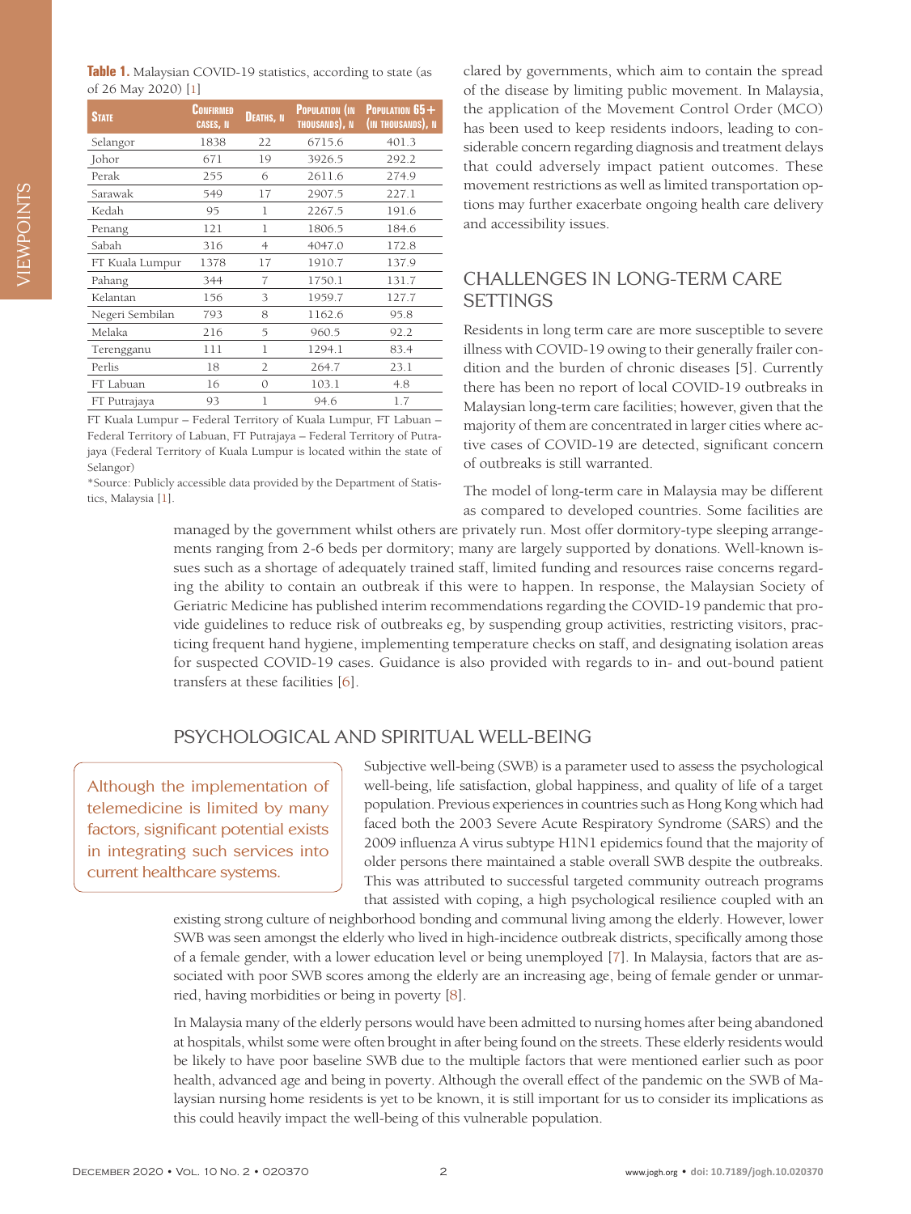**Table 1.** Malaysian COVID-19 statistics, according to state (as of 26 May 2020) [1]

| State | Confirmed cases, n | Deaths, n | Population (in thousands), n | Population 65+ (in thousands), n |
|---|---|---|---|---|
| Selangor | 1838 | 22 | 6715.6 | 401.3 |
| Johor | 671 | 19 | 3926.5 | 292.2 |
| Perak | 255 | 6 | 2611.6 | 274.9 |
| Sarawak | 549 | 17 | 2907.5 | 227.1 |
| Kedah | 95 | 1 | 2267.5 | 191.6 |
| Penang | 121 | 1 | 1806.5 | 184.6 |
| Sabah | 316 | 4 | 4047.0 | 172.8 |
| FT Kuala Lumpur | 1378 | 17 | 1910.7 | 137.9 |
| Pahang | 344 | 7 | 1750.1 | 131.7 |
| Kelantan | 156 | 3 | 1959.7 | 127.7 |
| Negeri Sembilan | 793 | 8 | 1162.6 | 95.8 |
| Melaka | 216 | 5 | 960.5 | 92.2 |
| Terengganu | 111 | 1 | 1294.1 | 83.4 |
| Perlis | 18 | 2 | 264.7 | 23.1 |
| FT Labuan | 16 | 0 | 103.1 | 4.8 |
| FT Putrajaya | 93 | 1 | 94.6 | 1.7 |

FT Kuala Lumpur – Federal Territory of Kuala Lumpur, FT Labuan – Federal Territory of Labuan, FT Putrajaya – Federal Territory of Putrajaya (Federal Territory of Kuala Lumpur is located within the state of Selangor)

*Source: Publicly accessible data provided by the Department of Statistics, Malaysia [1].

clared by governments, which aim to contain the spread of the disease by limiting public movement. In Malaysia, the application of the Movement Control Order (MCO) has been used to keep residents indoors, leading to considerable concern regarding diagnosis and treatment delays that could adversely impact patient outcomes. These movement restrictions as well as limited transportation options may further exacerbate ongoing health care delivery and accessibility issues.

## CHALLENGES IN LONG-TERM CARE SETTINGS

Residents in long term care are more susceptible to severe illness with COVID-19 owing to their generally frailer condition and the burden of chronic diseases [5]. Currently there has been no report of local COVID-19 outbreaks in Malaysian long-term care facilities; however, given that the majority of them are concentrated in larger cities where active cases of COVID-19 are detected, significant concern of outbreaks is still warranted.

The model of long-term care in Malaysia may be different as compared to developed countries. Some facilities are managed by the government whilst others are privately run. Most offer dormitory-type sleeping arrangements ranging from 2-6 beds per dormitory; many are largely supported by donations. Well-known issues such as a shortage of adequately trained staff, limited funding and resources raise concerns regarding the ability to contain an outbreak if this were to happen. In response, the Malaysian Society of Geriatric Medicine has published interim recommendations regarding the COVID-19 pandemic that provide guidelines to reduce risk of outbreaks eg, by suspending group activities, restricting visitors, practicing frequent hand hygiene, implementing temperature checks on staff, and designating isolation areas for suspected COVID-19 cases. Guidance is also provided with regards to in- and out-bound patient transfers at these facilities [6].

## PSYCHOLOGICAL AND SPIRITUAL WELL-BEING

> Although the implementation of telemedicine is limited by many factors, significant potential exists in integrating such services into current healthcare systems.

Subjective well-being (SWB) is a parameter used to assess the psychological well-being, life satisfaction, global happiness, and quality of life of a target population. Previous experiences in countries such as Hong Kong which had faced both the 2003 Severe Acute Respiratory Syndrome (SARS) and the 2009 influenza A virus subtype H1N1 epidemics found that the majority of older persons there maintained a stable overall SWB despite the outbreaks. This was attributed to successful targeted community outreach programs that assisted with coping, a high psychological resilience coupled with an existing strong culture of neighborhood bonding and communal living among the elderly. However, lower SWB was seen amongst the elderly who lived in high-incidence outbreak districts, specifically among those of a female gender, with a lower education level or being unemployed [7]. In Malaysia, factors that are associated with poor SWB scores among the elderly are an increasing age, being of female gender or unmarried, having morbidities or being in poverty [8].

In Malaysia many of the elderly persons would have been admitted to nursing homes after being abandoned at hospitals, whilst some were often brought in after being found on the streets. These elderly residents would be likely to have poor baseline SWB due to the multiple factors that were mentioned earlier such as poor health, advanced age and being in poverty. Although the overall effect of the pandemic on the SWB of Malaysian nursing home residents is yet to be known, it is still important for us to consider its implications as this could heavily impact the well-being of this vulnerable population.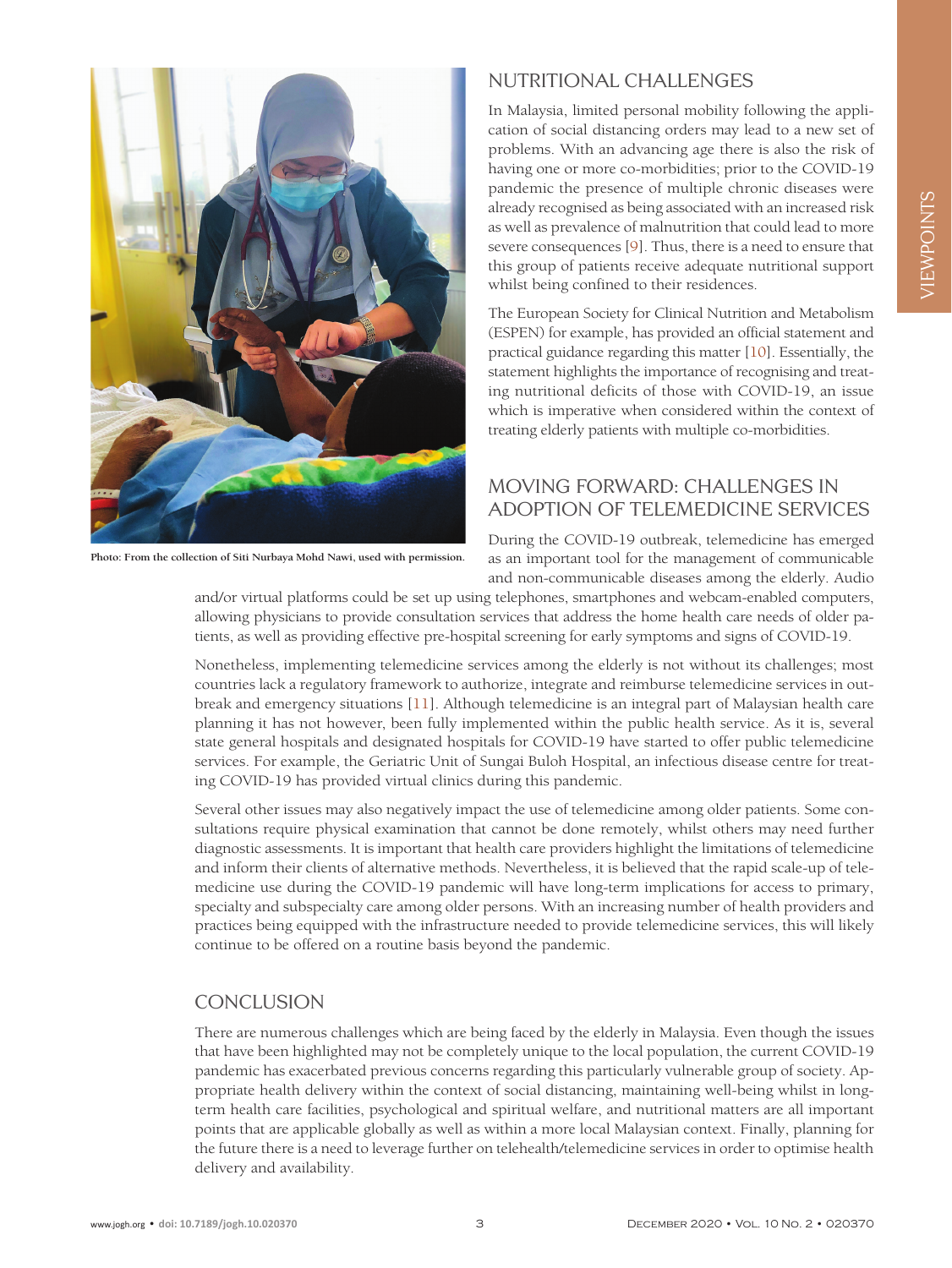Photo: From the collection of Siti Nurbaya Mohd Nawi, used with permission.

## NUTRITIONAL CHALLENGES

In Malaysia, limited personal mobility following the application of social distancing orders may lead to a new set of problems. With an advancing age there is also the risk of having one or more co-morbidities; prior to the COVID-19 pandemic the presence of multiple chronic diseases were already recognised as being associated with an increased risk as well as prevalence of malnutrition that could lead to more severe consequences [9]. Thus, there is a need to ensure that this group of patients receive adequate nutritional support whilst being confined to their residences.

The European Society for Clinical Nutrition and Metabolism (ESPEN) for example, has provided an official statement and practical guidance regarding this matter [10]. Essentially, the statement highlights the importance of recognising and treating nutritional deficits of those with COVID-19, an issue which is imperative when considered within the context of treating elderly patients with multiple co-morbidities.

## MOVING FORWARD: CHALLENGES IN ADOPTION OF TELEMEDICINE SERVICES

During the COVID-19 outbreak, telemedicine has emerged as an important tool for the management of communicable and non-communicable diseases among the elderly. Audio and/or virtual platforms could be set up using telephones, smartphones and webcam-enabled computers, allowing physicians to provide consultation services that address the home health care needs of older patients, as well as providing effective pre-hospital screening for early symptoms and signs of COVID-19.

Nonetheless, implementing telemedicine services among the elderly is not without its challenges; most countries lack a regulatory framework to authorize, integrate and reimburse telemedicine services in outbreak and emergency situations [11]. Although telemedicine is an integral part of Malaysian health care planning it has not however, been fully implemented within the public health service. As it is, several state general hospitals and designated hospitals for COVID-19 have started to offer public telemedicine services. For example, the Geriatric Unit of Sungai Buloh Hospital, an infectious disease centre for treating COVID-19 has provided virtual clinics during this pandemic.

Several other issues may also negatively impact the use of telemedicine among older patients. Some consultations require physical examination that cannot be done remotely, whilst others may need further diagnostic assessments. It is important that health care providers highlight the limitations of telemedicine and inform their clients of alternative methods. Nevertheless, it is believed that the rapid scale-up of telemedicine use during the COVID-19 pandemic will have long-term implications for access to primary, specialty and subspecialty care among older persons. With an increasing number of health providers and practices being equipped with the infrastructure needed to provide telemedicine services, this will likely continue to be offered on a routine basis beyond the pandemic.

## CONCLUSION

There are numerous challenges which are being faced by the elderly in Malaysia. Even though the issues that have been highlighted may not be completely unique to the local population, the current COVID-19 pandemic has exacerbated previous concerns regarding this particularly vulnerable group of society. Appropriate health delivery within the context of social distancing, maintaining well-being whilst in long-term health care facilities, psychological and spiritual welfare, and nutritional matters are all important points that are applicable globally as well as within a more local Malaysian context. Finally, planning for the future there is a need to leverage further on telehealth/telemedicine services in order to optimise health delivery and availability.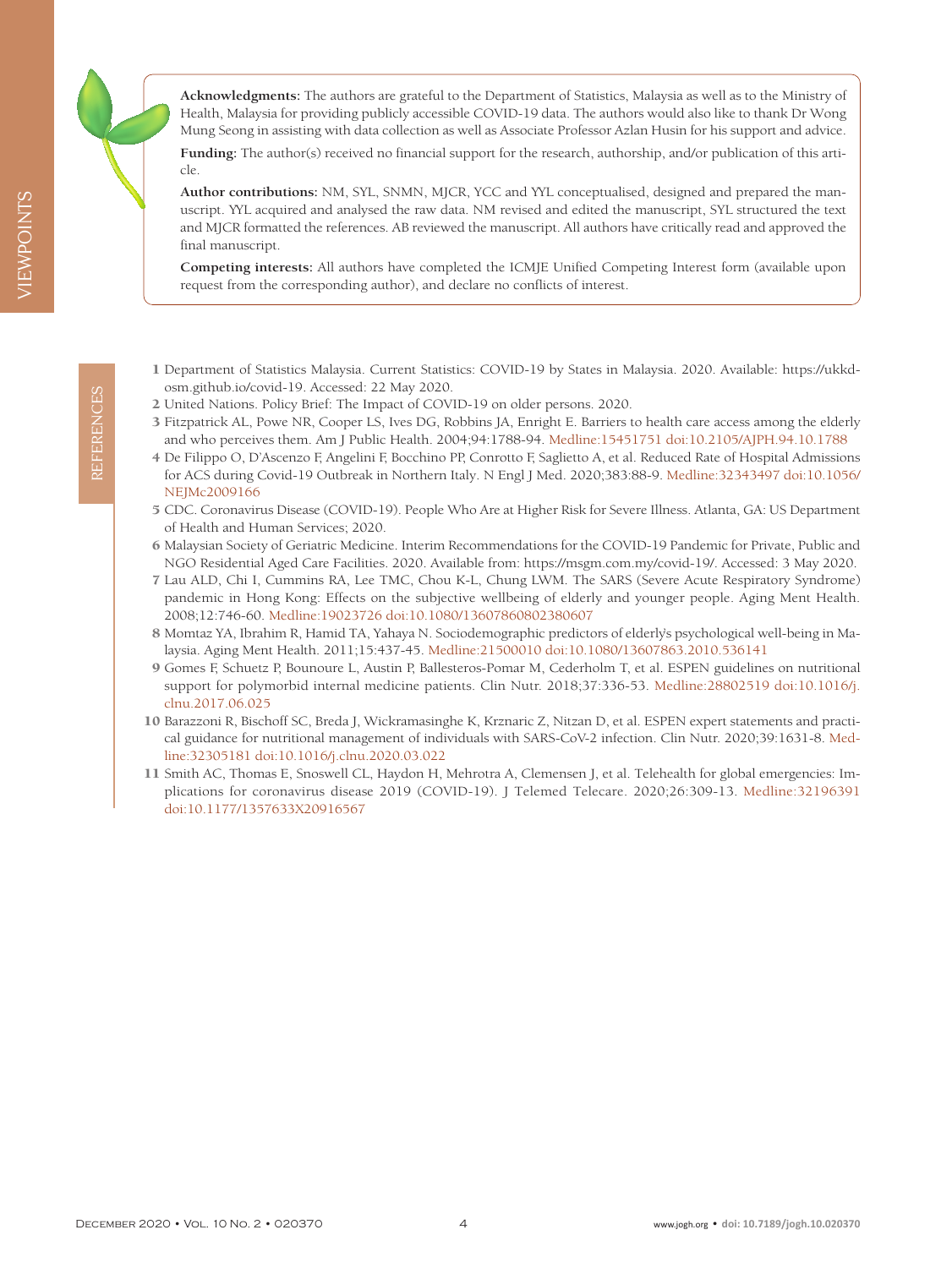**Acknowledgments:** The authors are grateful to the Department of Statistics, Malaysia as well as to the Ministry of Health, Malaysia for providing publicly accessible COVID-19 data. The authors would also like to thank Dr Wong Mung Seong in assisting with data collection as well as Associate Professor Azlan Husin for his support and advice.

**Funding:** The author(s) received no financial support for the research, authorship, and/or publication of this article.

**Author contributions:** NM, SYL, SNMN, MJCR, YCC and YYL conceptualised, designed and prepared the manuscript. YYL acquired and analysed the raw data. NM revised and edited the manuscript, SYL structured the text and MJCR formatted the references. AB reviewed the manuscript. All authors have critically read and approved the final manuscript.

**Competing interests:** All authors have completed the ICMJE Unified Competing Interest form (available upon request from the corresponding author), and declare no conflicts of interest.

## REFERENCES

1. Department of Statistics Malaysia. Current Statistics: COVID-19 by States in Malaysia. 2020. Available: https://ukkdosm.github.io/covid-19. Accessed: 22 May 2020.
2. United Nations. Policy Brief: The Impact of COVID-19 on older persons. 2020.
3. Fitzpatrick AL, Powe NR, Cooper LS, Ives DG, Robbins JA, Enright E. Barriers to health care access among the elderly and who perceives them. Am J Public Health. 2004;94:1788-94. Medline:15451751 doi:10.2105/AJPH.94.10.1788
4. De Filippo O, D'Ascenzo F, Angelini F, Bocchino PP, Conrotto F, Saglietto A, et al. Reduced Rate of Hospital Admissions for ACS during Covid-19 Outbreak in Northern Italy. N Engl J Med. 2020;383:88-9. Medline:32343497 doi:10.1056/NEJMc2009166
5. CDC. Coronavirus Disease (COVID-19). People Who Are at Higher Risk for Severe Illness. Atlanta, GA: US Department of Health and Human Services; 2020.
6. Malaysian Society of Geriatric Medicine. Interim Recommendations for the COVID-19 Pandemic for Private, Public and NGO Residential Aged Care Facilities. 2020. Available from: https://msgm.com.my/covid-19/. Accessed: 3 May 2020.
7. Lau ALD, Chi I, Cummins RA, Lee TMC, Chou K-L, Chung LWM. The SARS (Severe Acute Respiratory Syndrome) pandemic in Hong Kong: Effects on the subjective wellbeing of elderly and younger people. Aging Ment Health. 2008;12:746-60. Medline:19023726 doi:10.1080/13607860802380607
8. Momtaz YA, Ibrahim R, Hamid TA, Yahaya N. Sociodemographic predictors of elderly's psychological well-being in Malaysia. Aging Ment Health. 2011;15:437-45. Medline:21500010 doi:10.1080/13607863.2010.536141
9. Gomes F, Schuetz P, Bounoure L, Austin P, Ballesteros-Pomar M, Cederholm T, et al. ESPEN guidelines on nutritional support for polymorbid internal medicine patients. Clin Nutr. 2018;37:336-53. Medline:28802519 doi:10.1016/j.clnu.2017.06.025
10. Barazzoni R, Bischoff SC, Breda J, Wickramasinghe K, Krznaric Z, Nitzan D, et al. ESPEN expert statements and practical guidance for nutritional management of individuals with SARS-CoV-2 infection. Clin Nutr. 2020;39:1631-8. Medline:32305181 doi:10.1016/j.clnu.2020.03.022
11. Smith AC, Thomas E, Snoswell CL, Haydon H, Mehrotra A, Clemensen J, et al. Telehealth for global emergencies: Implications for coronavirus disease 2019 (COVID-19). J Telemed Telecare. 2020;26:309-13. Medline:32196391 doi:10.1177/1357633X20916567